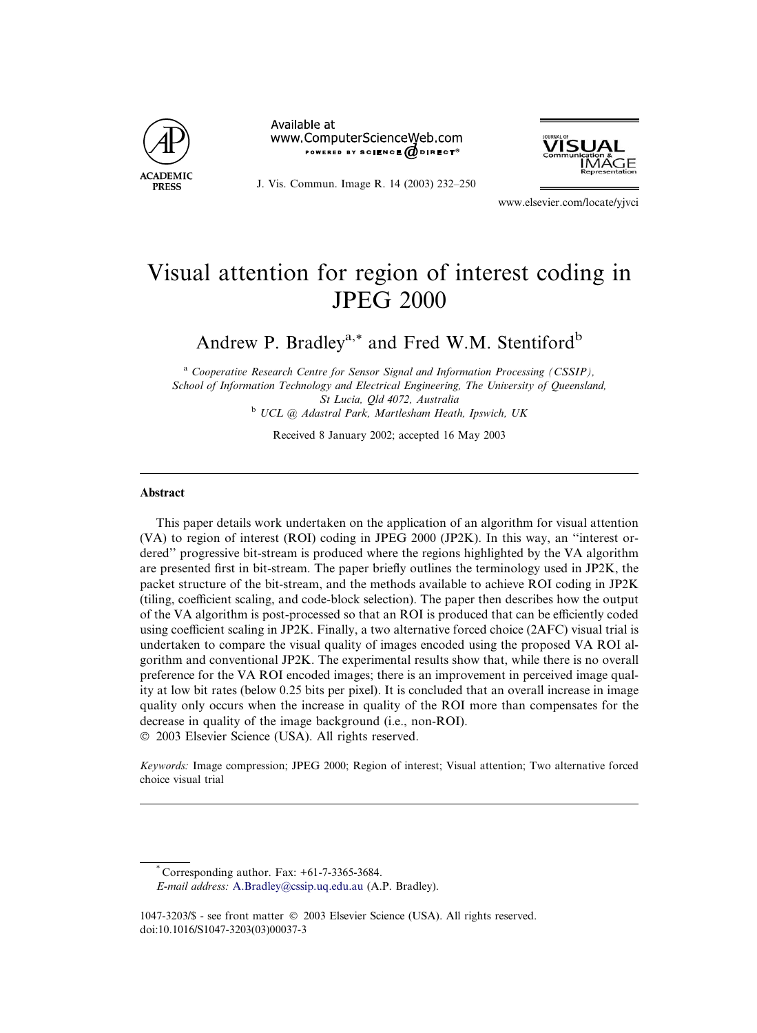# Visual attention for region of interest coding in JPEG 2000

Andrew P. Bradley[a,*] and Fred W.M. Stentiford[b]

[a] *Cooperative Research Centre for Sensor Signal and Information Processing (CSSIP), School of Information Technology and Electrical Engineering, The University of Queensland, St Lucia, Qld 4072, Australia*

[b] *UCL @ Adastral Park, Martlesham Heath, Ipswich, UK*

Received 8 January 2002; accepted 16 May 2003

## Abstract

This paper details work undertaken on the application of an algorithm for visual attention (VA) to region of interest (ROI) coding in JPEG 2000 (JP2K). In this way, an ''interest ordered'' progressive bit-stream is produced where the regions highlighted by the VA algorithm are presented first in bit-stream. The paper briefly outlines the terminology used in JP2K, the packet structure of the bit-stream, and the methods available to achieve ROI coding in JP2K (tiling, coefficient scaling, and code-block selection). The paper then describes how the output of the VA algorithm is post-processed so that an ROI is produced that can be efficiently coded using coefficient scaling in JP2K. Finally, a two alternative forced choice (2AFC) visual trial is undertaken to compare the visual quality of images encoded using the proposed VA ROI algorithm and conventional JP2K. The experimental results show that, while there is no overall preference for the VA ROI encoded images; there is an improvement in perceived image quality at low bit rates (below 0.25 bits per pixel). It is concluded that an overall increase in image quality only occurs when the increase in quality of the ROI more than compensates for the decrease in quality of the image background (i.e., non-ROI).

© 2003 Elsevier Science (USA). All rights reserved.

*Keywords:* Image compression; JPEG 2000; Region of interest; Visual attention; Two alternative forced choice visual trial

---

\* Corresponding author. Fax: +61-7-3365-3684.

*E-mail address:* A.Bradley@cssip.uq.edu.au (A.P. Bradley).

1047-3203/$ - see front matter © 2003 Elsevier Science (USA). All rights reserved.
doi:10.1016/S1047-3203(03)00037-3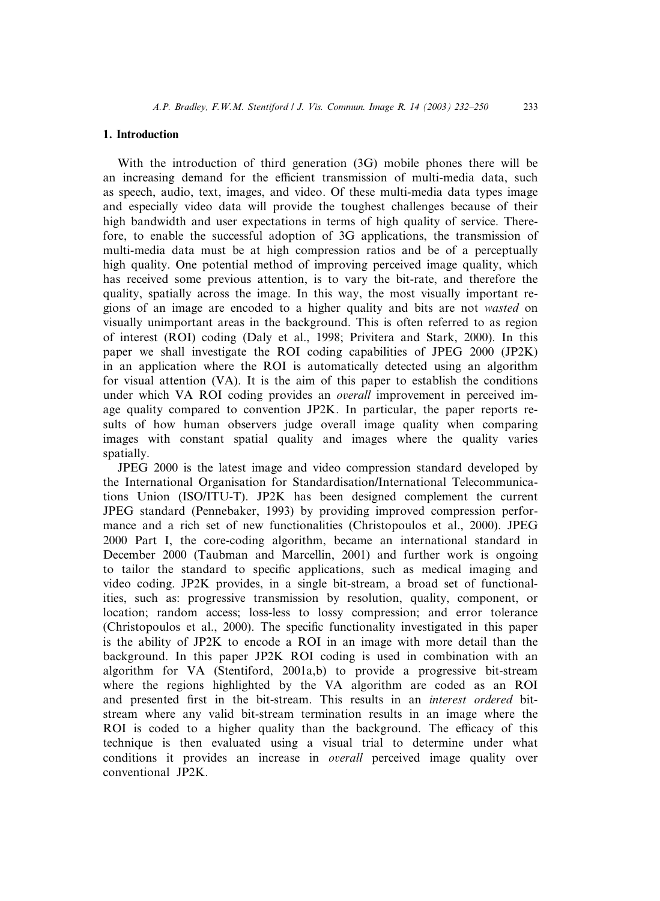## 1. Introduction

With the introduction of third generation (3G) mobile phones there will be an increasing demand for the efficient transmission of multi-media data, such as speech, audio, text, images, and video. Of these multi-media data types image and especially video data will provide the toughest challenges because of their high bandwidth and user expectations in terms of high quality of service. Therefore, to enable the successful adoption of 3G applications, the transmission of multi-media data must be at high compression ratios and be of a perceptually high quality. One potential method of improving perceived image quality, which has received some previous attention, is to vary the bit-rate, and therefore the quality, spatially across the image. In this way, the most visually important regions of an image are encoded to a higher quality and bits are not *wasted* on visually unimportant areas in the background. This is often referred to as region of interest (ROI) coding (Daly et al., 1998; Privitera and Stark, 2000). In this paper we shall investigate the ROI coding capabilities of JPEG 2000 (JP2K) in an application where the ROI is automatically detected using an algorithm for visual attention (VA). It is the aim of this paper to establish the conditions under which VA ROI coding provides an *overall* improvement in perceived image quality compared to convention JP2K. In particular, the paper reports results of how human observers judge overall image quality when comparing images with constant spatial quality and images where the quality varies spatially.

JPEG 2000 is the latest image and video compression standard developed by the International Organisation for Standardisation/International Telecommunications Union (ISO/ITU-T). JP2K has been designed complement the current JPEG standard (Pennebaker, 1993) by providing improved compression performance and a rich set of new functionalities (Christopoulos et al., 2000). JPEG 2000 Part I, the core-coding algorithm, became an international standard in December 2000 (Taubman and Marcellin, 2001) and further work is ongoing to tailor the standard to specific applications, such as medical imaging and video coding. JP2K provides, in a single bit-stream, a broad set of functionalities, such as: progressive transmission by resolution, quality, component, or location; random access; loss-less to lossy compression; and error tolerance (Christopoulos et al., 2000). The specific functionality investigated in this paper is the ability of JP2K to encode a ROI in an image with more detail than the background. In this paper JP2K ROI coding is used in combination with an algorithm for VA (Stentiford, 2001a,b) to provide a progressive bit-stream where the regions highlighted by the VA algorithm are coded as an ROI and presented first in the bit-stream. This results in an *interest ordered* bit-stream where any valid bit-stream termination results in an image where the ROI is coded to a higher quality than the background. The efficacy of this technique is then evaluated using a visual trial to determine under what conditions it provides an increase in *overall* perceived image quality over conventional JP2K.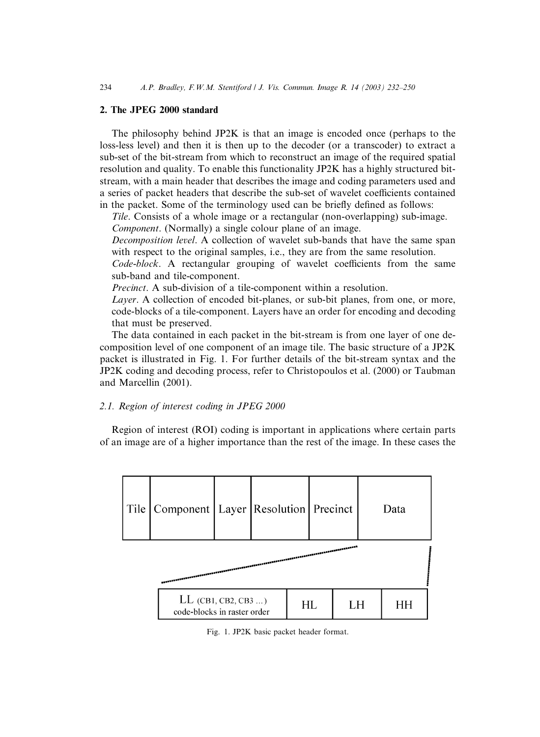## 2. The JPEG 2000 standard

The philosophy behind JP2K is that an image is encoded once (perhaps to the loss-less level) and then it is then up to the decoder (or a transcoder) to extract a sub-set of the bit-stream from which to reconstruct an image of the required spatial resolution and quality. To enable this functionality JP2K has a highly structured bit-stream, with a main header that describes the image and coding parameters used and a series of packet headers that describe the sub-set of wavelet coefficients contained in the packet. Some of the terminology used can be briefly defined as follows:

*Tile*. Consists of a whole image or a rectangular (non-overlapping) sub-image.

*Component*. (Normally) a single colour plane of an image.

*Decomposition level*. A collection of wavelet sub-bands that have the same span with respect to the original samples, i.e., they are from the same resolution.

*Code-block*. A rectangular grouping of wavelet coefficients from the same sub-band and tile-component.

*Precinct*. A sub-division of a tile-component within a resolution.

*Layer*. A collection of encoded bit-planes, or sub-bit planes, from one, or more, code-blocks of a tile-component. Layers have an order for encoding and decoding that must be preserved.

The data contained in each packet in the bit-stream is from one layer of one decomposition level of one component of an image tile. The basic structure of a JP2K packet is illustrated in Fig. 1. For further details of the bit-stream syntax and the JP2K coding and decoding process, refer to Christopoulos et al. (2000) or Taubman and Marcellin (2001).

### 2.1. Region of interest coding in JPEG 2000

Region of interest (ROI) coding is important in applications where certain parts of an image are of a higher importance than the rest of the image. In these cases the

| Tile | Component | Layer | Resolution | Precinct | Data |
|---|---|---|---|---|---|

| LL (CB1, CB2, CB3 ...) code-blocks in raster order | HL | LH | HH |
|---|---|---|---|

Fig. 1. JP2K basic packet header format.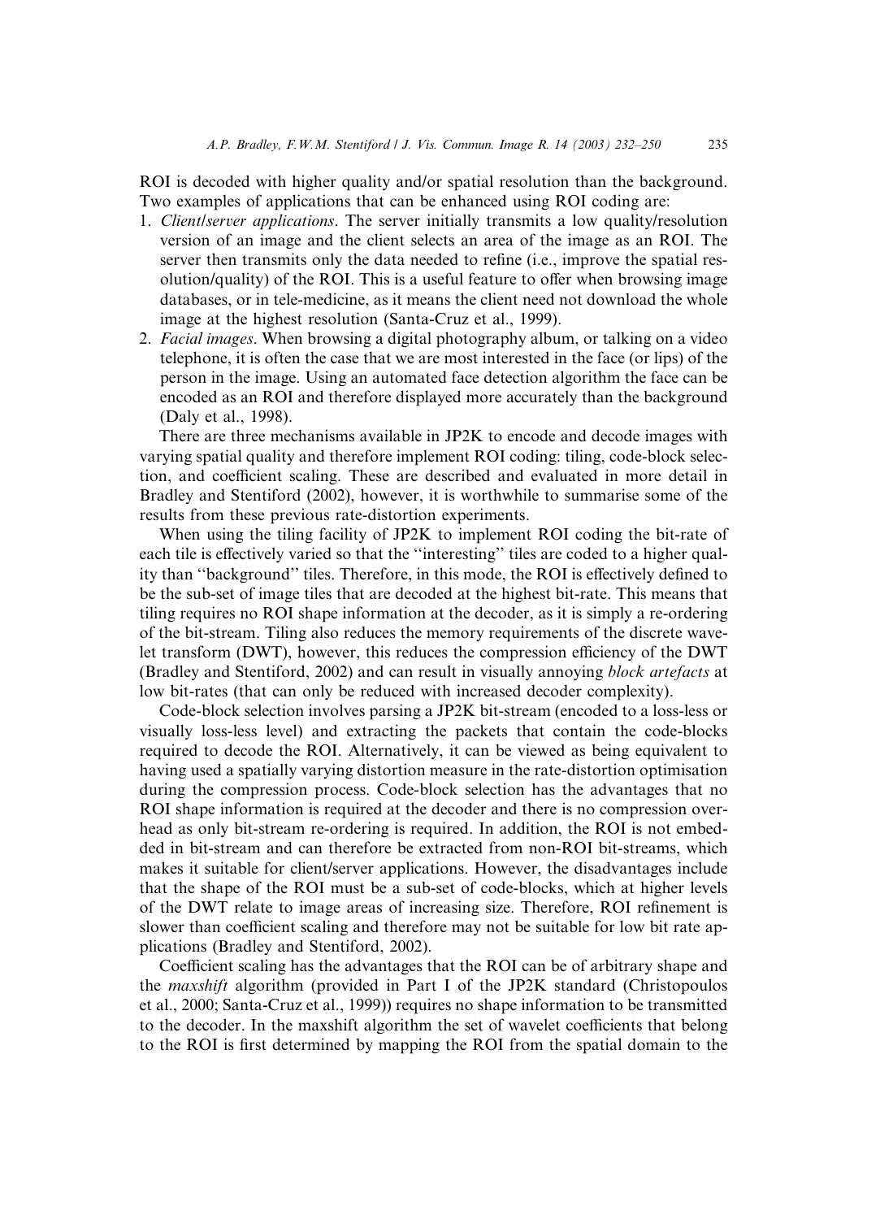ROI is decoded with higher quality and/or spatial resolution than the background. Two examples of applications that can be enhanced using ROI coding are:

1. *Client/server applications*. The server initially transmits a low quality/resolution version of an image and the client selects an area of the image as an ROI. The server then transmits only the data needed to refine (i.e., improve the spatial resolution/quality) of the ROI. This is a useful feature to offer when browsing image databases, or in tele-medicine, as it means the client need not download the whole image at the highest resolution (Santa-Cruz et al., 1999).
2. *Facial images*. When browsing a digital photography album, or talking on a video telephone, it is often the case that we are most interested in the face (or lips) of the person in the image. Using an automated face detection algorithm the face can be encoded as an ROI and therefore displayed more accurately than the background (Daly et al., 1998).

There are three mechanisms available in JP2K to encode and decode images with varying spatial quality and therefore implement ROI coding: tiling, code-block selection, and coefficient scaling. These are described and evaluated in more detail in Bradley and Stentiford (2002), however, it is worthwhile to summarise some of the results from these previous rate-distortion experiments.

When using the tiling facility of JP2K to implement ROI coding the bit-rate of each tile is effectively varied so that the ''interesting'' tiles are coded to a higher quality than ''background'' tiles. Therefore, in this mode, the ROI is effectively defined to be the sub-set of image tiles that are decoded at the highest bit-rate. This means that tiling requires no ROI shape information at the decoder, as it is simply a re-ordering of the bit-stream. Tiling also reduces the memory requirements of the discrete wavelet transform (DWT), however, this reduces the compression efficiency of the DWT (Bradley and Stentiford, 2002) and can result in visually annoying *block artefacts* at low bit-rates (that can only be reduced with increased decoder complexity).

Code-block selection involves parsing a JP2K bit-stream (encoded to a loss-less or visually loss-less level) and extracting the packets that contain the code-blocks required to decode the ROI. Alternatively, it can be viewed as being equivalent to having used a spatially varying distortion measure in the rate-distortion optimisation during the compression process. Code-block selection has the advantages that no ROI shape information is required at the decoder and there is no compression overhead as only bit-stream re-ordering is required. In addition, the ROI is not embedded in bit-stream and can therefore be extracted from non-ROI bit-streams, which makes it suitable for client/server applications. However, the disadvantages include that the shape of the ROI must be a sub-set of code-blocks, which at higher levels of the DWT relate to image areas of increasing size. Therefore, ROI refinement is slower than coefficient scaling and therefore may not be suitable for low bit rate applications (Bradley and Stentiford, 2002).

Coefficient scaling has the advantages that the ROI can be of arbitrary shape and the *maxshift* algorithm (provided in Part I of the JP2K standard (Christopoulos et al., 2000; Santa-Cruz et al., 1999)) requires no shape information to be transmitted to the decoder. In the maxshift algorithm the set of wavelet coefficients that belong to the ROI is first determined by mapping the ROI from the spatial domain to the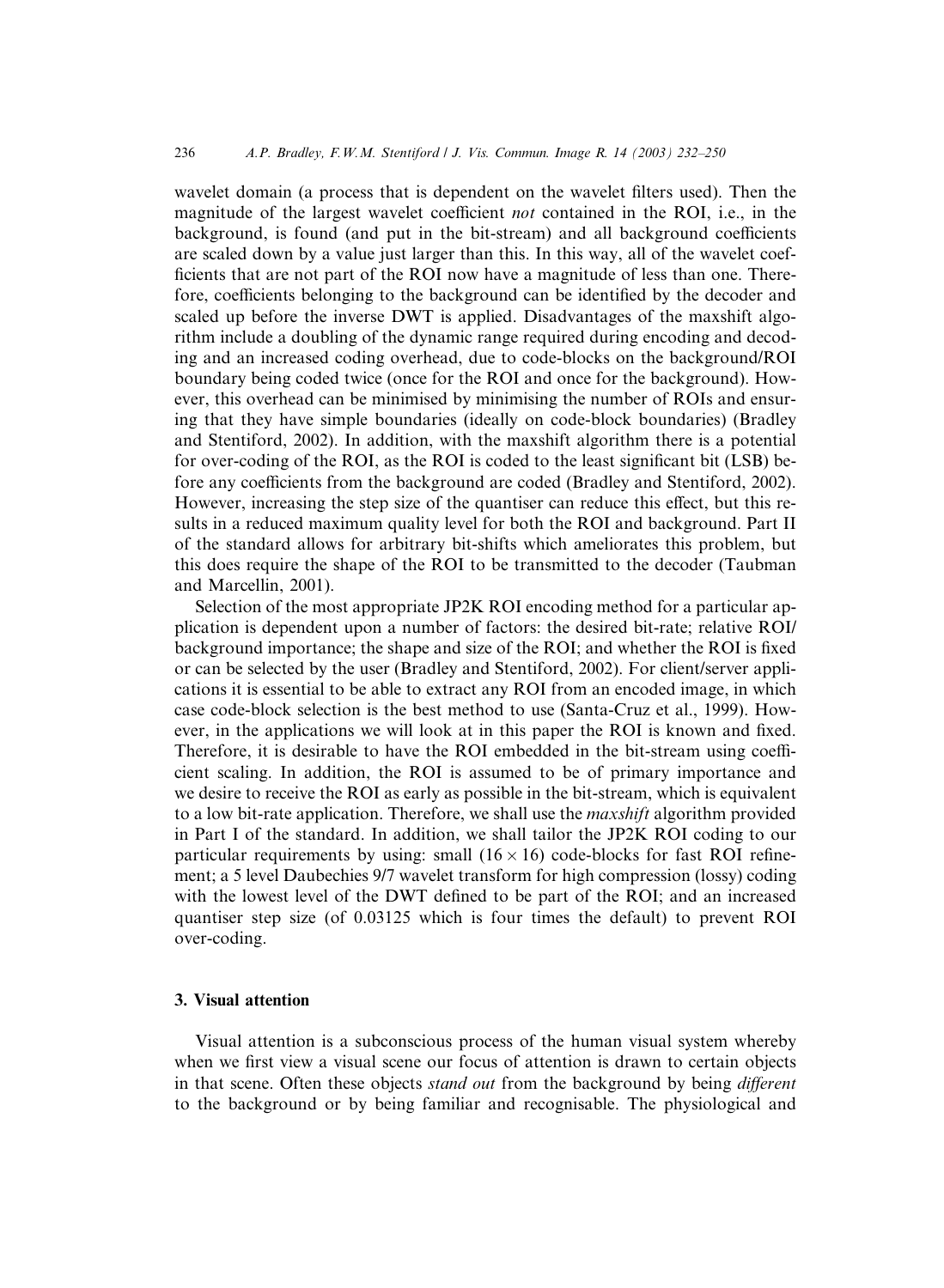wavelet domain (a process that is dependent on the wavelet filters used). Then the magnitude of the largest wavelet coefficient *not* contained in the ROI, i.e., in the background, is found (and put in the bit-stream) and all background coefficients are scaled down by a value just larger than this. In this way, all of the wavelet coefficients that are not part of the ROI now have a magnitude of less than one. Therefore, coefficients belonging to the background can be identified by the decoder and scaled up before the inverse DWT is applied. Disadvantages of the maxshift algorithm include a doubling of the dynamic range required during encoding and decoding and an increased coding overhead, due to code-blocks on the background/ROI boundary being coded twice (once for the ROI and once for the background). However, this overhead can be minimised by minimising the number of ROIs and ensuring that they have simple boundaries (ideally on code-block boundaries) (Bradley and Stentiford, 2002). In addition, with the maxshift algorithm there is a potential for over-coding of the ROI, as the ROI is coded to the least significant bit (LSB) before any coefficients from the background are coded (Bradley and Stentiford, 2002). However, increasing the step size of the quantiser can reduce this effect, but this results in a reduced maximum quality level for both the ROI and background. Part II of the standard allows for arbitrary bit-shifts which ameliorates this problem, but this does require the shape of the ROI to be transmitted to the decoder (Taubman and Marcellin, 2001).

Selection of the most appropriate JP2K ROI encoding method for a particular application is dependent upon a number of factors: the desired bit-rate; relative ROI/background importance; the shape and size of the ROI; and whether the ROI is fixed or can be selected by the user (Bradley and Stentiford, 2002). For client/server applications it is essential to be able to extract any ROI from an encoded image, in which case code-block selection is the best method to use (Santa-Cruz et al., 1999). However, in the applications we will look at in this paper the ROI is known and fixed. Therefore, it is desirable to have the ROI embedded in the bit-stream using coefficient scaling. In addition, the ROI is assumed to be of primary importance and we desire to receive the ROI as early as possible in the bit-stream, which is equivalent to a low bit-rate application. Therefore, we shall use the *maxshift* algorithm provided in Part I of the standard. In addition, we shall tailor the JP2K ROI coding to our particular requirements by using: small ($16 \times 16$) code-blocks for fast ROI refinement; a 5 level Daubechies 9/7 wavelet transform for high compression (lossy) coding with the lowest level of the DWT defined to be part of the ROI; and an increased quantiser step size (of 0.03125 which is four times the default) to prevent ROI over-coding.

## 3. Visual attention

Visual attention is a subconscious process of the human visual system whereby when we first view a visual scene our focus of attention is drawn to certain objects in that scene. Often these objects *stand out* from the background by being *different* to the background or by being familiar and recognisable. The physiological and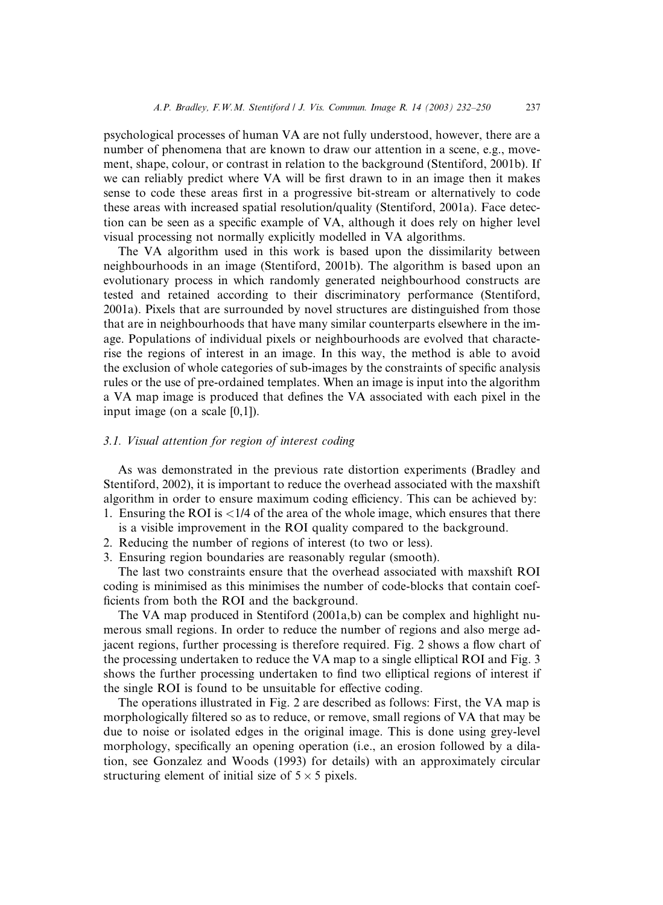psychological processes of human VA are not fully understood, however, there are a number of phenomena that are known to draw our attention in a scene, e.g., movement, shape, colour, or contrast in relation to the background (Stentiford, 2001b). If we can reliably predict where VA will be first drawn to in an image then it makes sense to code these areas first in a progressive bit-stream or alternatively to code these areas with increased spatial resolution/quality (Stentiford, 2001a). Face detection can be seen as a specific example of VA, although it does rely on higher level visual processing not normally explicitly modelled in VA algorithms.

The VA algorithm used in this work is based upon the dissimilarity between neighbourhoods in an image (Stentiford, 2001b). The algorithm is based upon an evolutionary process in which randomly generated neighbourhood constructs are tested and retained according to their discriminatory performance (Stentiford, 2001a). Pixels that are surrounded by novel structures are distinguished from those that are in neighbourhoods that have many similar counterparts elsewhere in the image. Populations of individual pixels or neighbourhoods are evolved that characterise the regions of interest in an image. In this way, the method is able to avoid the exclusion of whole categories of sub-images by the constraints of specific analysis rules or the use of pre-ordained templates. When an image is input into the algorithm a VA map image is produced that defines the VA associated with each pixel in the input image (on a scale [0,1]).

### 3.1. Visual attention for region of interest coding

As was demonstrated in the previous rate distortion experiments (Bradley and Stentiford, 2002), it is important to reduce the overhead associated with the maxshift algorithm in order to ensure maximum coding efficiency. This can be achieved by:

1. Ensuring the ROI is $<1/4$ of the area of the whole image, which ensures that there is a visible improvement in the ROI quality compared to the background.
2. Reducing the number of regions of interest (to two or less).
3. Ensuring region boundaries are reasonably regular (smooth).

The last two constraints ensure that the overhead associated with maxshift ROI coding is minimised as this minimises the number of code-blocks that contain coefficients from both the ROI and the background.

The VA map produced in Stentiford (2001a,b) can be complex and highlight numerous small regions. In order to reduce the number of regions and also merge adjacent regions, further processing is therefore required. Fig. 2 shows a flow chart of the processing undertaken to reduce the VA map to a single elliptical ROI and Fig. 3 shows the further processing undertaken to find two elliptical regions of interest if the single ROI is found to be unsuitable for effective coding.

The operations illustrated in Fig. 2 are described as follows: First, the VA map is morphologically filtered so as to reduce, or remove, small regions of VA that may be due to noise or isolated edges in the original image. This is done using grey-level morphology, specifically an opening operation (i.e., an erosion followed by a dilation, see Gonzalez and Woods (1993) for details) with an approximately circular structuring element of initial size of $5 \times 5$ pixels.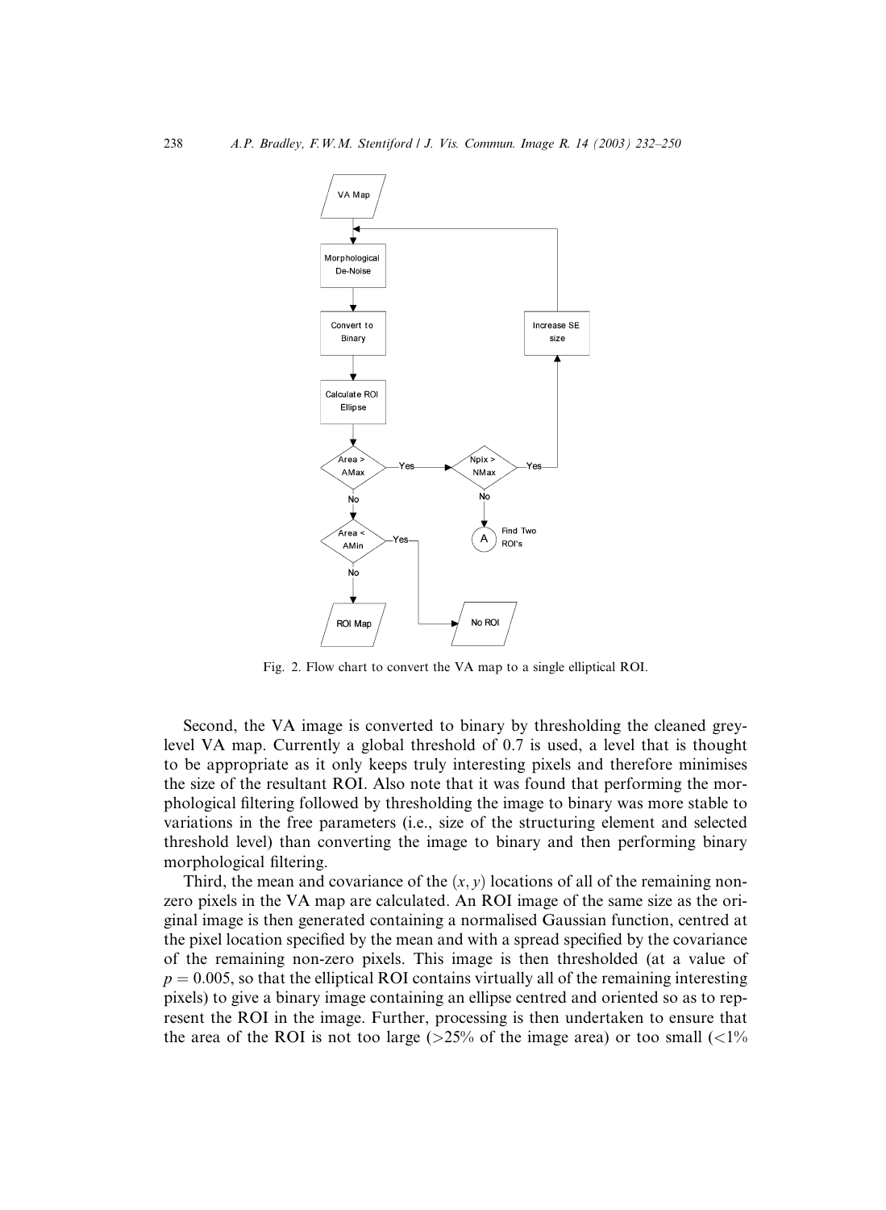Fig. 2. Flow chart to convert the VA map to a single elliptical ROI.

Second, the VA image is converted to binary by thresholding the cleaned grey-level VA map. Currently a global threshold of 0.7 is used, a level that is thought to be appropriate as it only keeps truly interesting pixels and therefore minimises the size of the resultant ROI. Also note that it was found that performing the morphological filtering followed by thresholding the image to binary was more stable to variations in the free parameters (i.e., size of the structuring element and selected threshold level) than converting the image to binary and then performing binary morphological filtering.

Third, the mean and covariance of the $(x, y)$ locations of all of the remaining non-zero pixels in the VA map are calculated. An ROI image of the same size as the original image is then generated containing a normalised Gaussian function, centred at the pixel location specified by the mean and with a spread specified by the covariance of the remaining non-zero pixels. This image is then thresholded (at a value of $p = 0.005$, so that the elliptical ROI contains virtually all of the remaining interesting pixels) to give a binary image containing an ellipse centred and oriented so as to represent the ROI in the image. Further, processing is then undertaken to ensure that the area of the ROI is not too large (>25% of the image area) or too small (<1%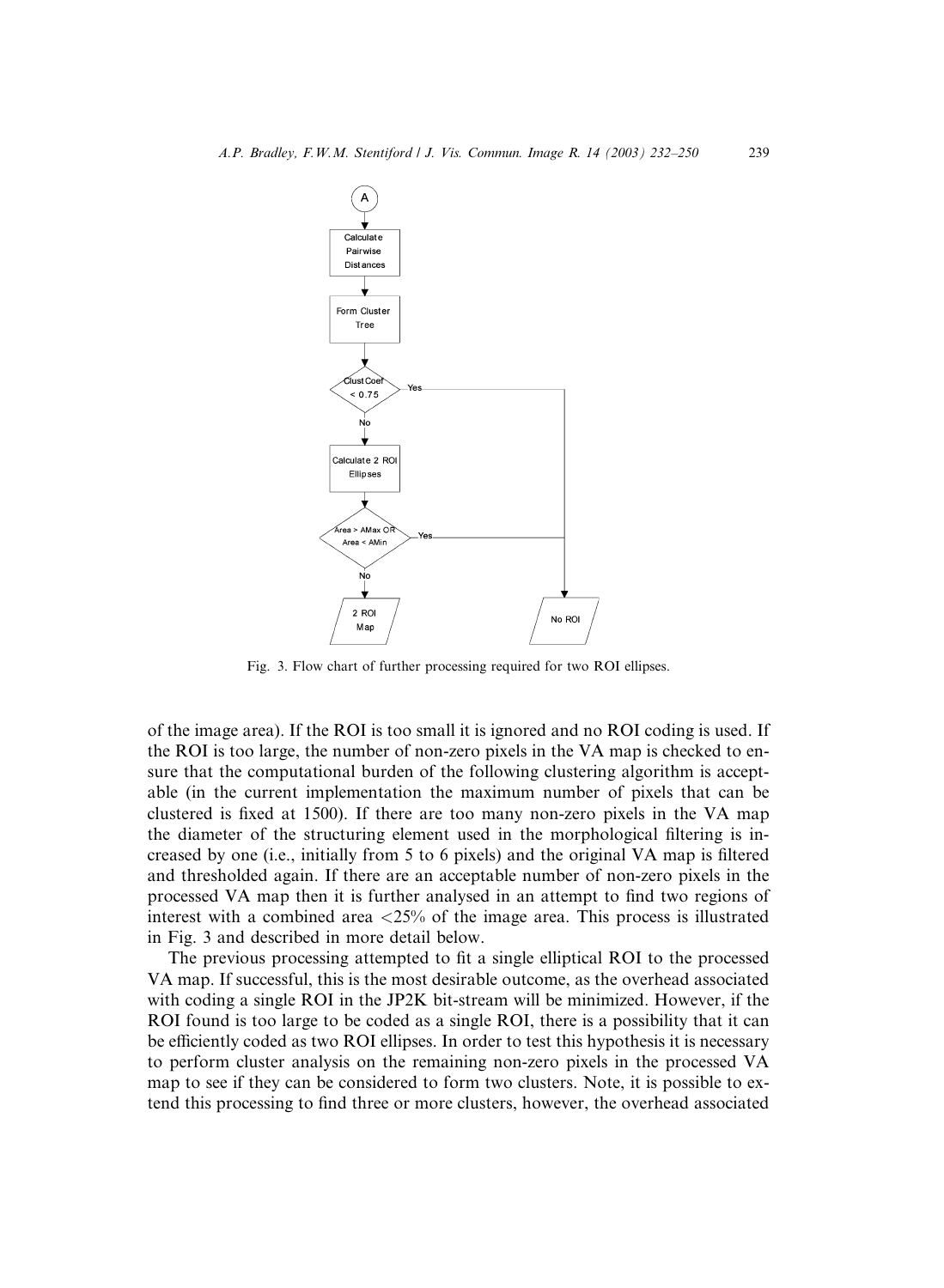Fig. 3. Flow chart of further processing required for two ROI ellipses.

of the image area). If the ROI is too small it is ignored and no ROI coding is used. If the ROI is too large, the number of non-zero pixels in the VA map is checked to ensure that the computational burden of the following clustering algorithm is acceptable (in the current implementation the maximum number of pixels that can be clustered is fixed at 1500). If there are too many non-zero pixels in the VA map the diameter of the structuring element used in the morphological filtering is increased by one (i.e., initially from 5 to 6 pixels) and the original VA map is filtered and thresholded again. If there are an acceptable number of non-zero pixels in the processed VA map then it is further analysed in an attempt to find two regions of interest with a combined area <25% of the image area. This process is illustrated in Fig. 3 and described in more detail below.

The previous processing attempted to fit a single elliptical ROI to the processed VA map. If successful, this is the most desirable outcome, as the overhead associated with coding a single ROI in the JP2K bit-stream will be minimized. However, if the ROI found is too large to be coded as a single ROI, there is a possibility that it can be efficiently coded as two ROI ellipses. In order to test this hypothesis it is necessary to perform cluster analysis on the remaining non-zero pixels in the processed VA map to see if they can be considered to form two clusters. Note, it is possible to extend this processing to find three or more clusters, however, the overhead associated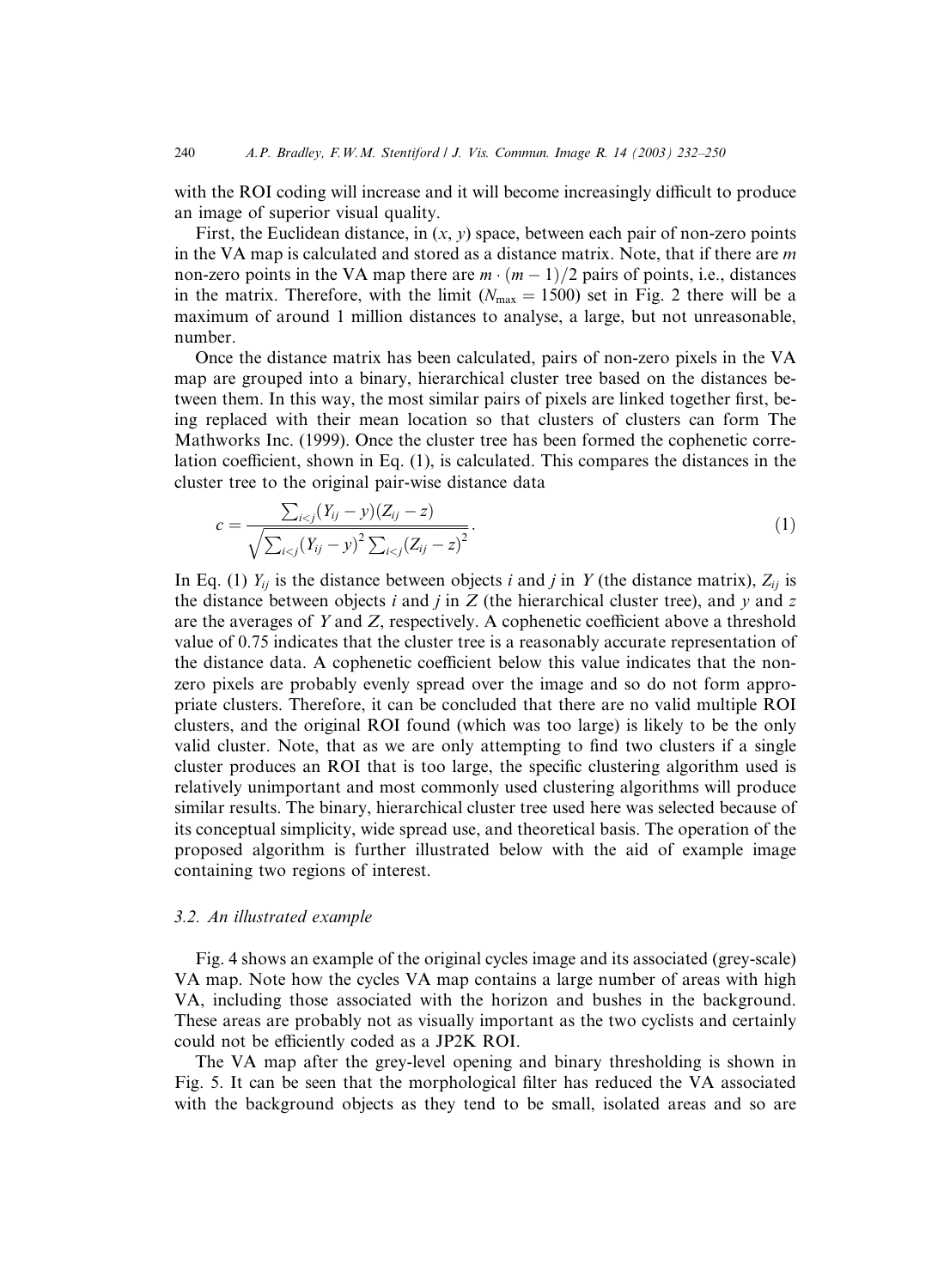with the ROI coding will increase and it will become increasingly difficult to produce an image of superior visual quality.

First, the Euclidean distance, in $(x, y)$ space, between each pair of non-zero points in the VA map is calculated and stored as a distance matrix. Note, that if there are $m$ non-zero points in the VA map there are $m \cdot (m-1)/2$ pairs of points, i.e., distances in the matrix. Therefore, with the limit ($N_{\max} = 1500$) set in Fig. 2 there will be a maximum of around 1 million distances to analyse, a large, but not unreasonable, number.

Once the distance matrix has been calculated, pairs of non-zero pixels in the VA map are grouped into a binary, hierarchical cluster tree based on the distances between them. In this way, the most similar pairs of pixels are linked together first, being replaced with their mean location so that clusters of clusters can form The Mathworks Inc. (1999). Once the cluster tree has been formed the cophenetic correlation coefficient, shown in Eq. (1), is calculated. This compares the distances in the cluster tree to the original pair-wise distance data

$$c = \frac{\sum_{i<j}(Y_{ij} - y)(Z_{ij} - z)}{\sqrt{\sum_{i<j}(Y_{ij} - y)^2 \sum_{i<j}(Z_{ij} - z)^2}}. \tag{1}$$

In Eq. (1) $Y_{ij}$ is the distance between objects $i$ and $j$ in $Y$ (the distance matrix), $Z_{ij}$ is the distance between objects $i$ and $j$ in $Z$ (the hierarchical cluster tree), and $y$ and $z$ are the averages of $Y$ and $Z$, respectively. A cophenetic coefficient above a threshold value of 0.75 indicates that the cluster tree is a reasonably accurate representation of the distance data. A cophenetic coefficient below this value indicates that the non-zero pixels are probably evenly spread over the image and so do not form appropriate clusters. Therefore, it can be concluded that there are no valid multiple ROI clusters, and the original ROI found (which was too large) is likely to be the only valid cluster. Note, that as we are only attempting to find two clusters if a single cluster produces an ROI that is too large, the specific clustering algorithm used is relatively unimportant and most commonly used clustering algorithms will produce similar results. The binary, hierarchical cluster tree used here was selected because of its conceptual simplicity, wide spread use, and theoretical basis. The operation of the proposed algorithm is further illustrated below with the aid of example image containing two regions of interest.

### 3.2. An illustrated example

Fig. 4 shows an example of the original cycles image and its associated (grey-scale) VA map. Note how the cycles VA map contains a large number of areas with high VA, including those associated with the horizon and bushes in the background. These areas are probably not as visually important as the two cyclists and certainly could not be efficiently coded as a JP2K ROI.

The VA map after the grey-level opening and binary thresholding is shown in Fig. 5. It can be seen that the morphological filter has reduced the VA associated with the background objects as they tend to be small, isolated areas and so are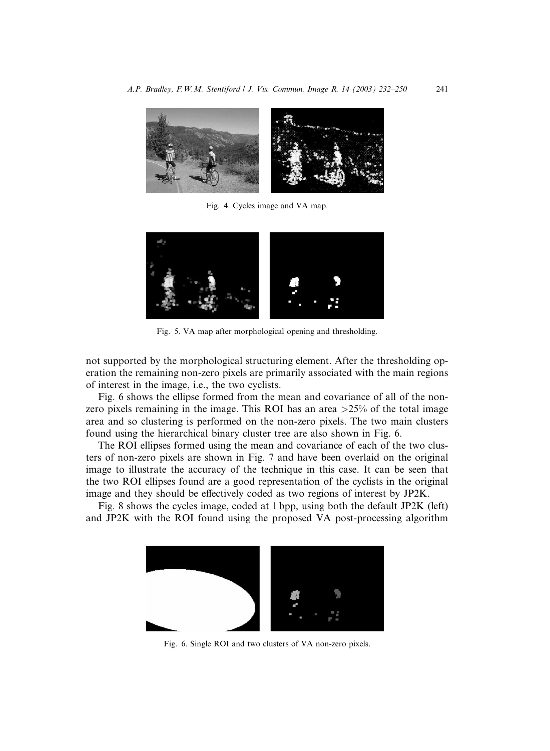Fig. 4. Cycles image and VA map.

Fig. 5. VA map after morphological opening and thresholding.

not supported by the morphological structuring element. After the thresholding operation the remaining non-zero pixels are primarily associated with the main regions of interest in the image, i.e., the two cyclists.

Fig. 6 shows the ellipse formed from the mean and covariance of all of the non-zero pixels remaining in the image. This ROI has an area >25% of the total image area and so clustering is performed on the non-zero pixels. The two main clusters found using the hierarchical binary cluster tree are also shown in Fig. 6.

The ROI ellipses formed using the mean and covariance of each of the two clusters of non-zero pixels are shown in Fig. 7 and have been overlaid on the original image to illustrate the accuracy of the technique in this case. It can be seen that the two ROI ellipses found are a good representation of the cyclists in the original image and they should be effectively coded as two regions of interest by JP2K.

Fig. 8 shows the cycles image, coded at 1 bpp, using both the default JP2K (left) and JP2K with the ROI found using the proposed VA post-processing algorithm

Fig. 6. Single ROI and two clusters of VA non-zero pixels.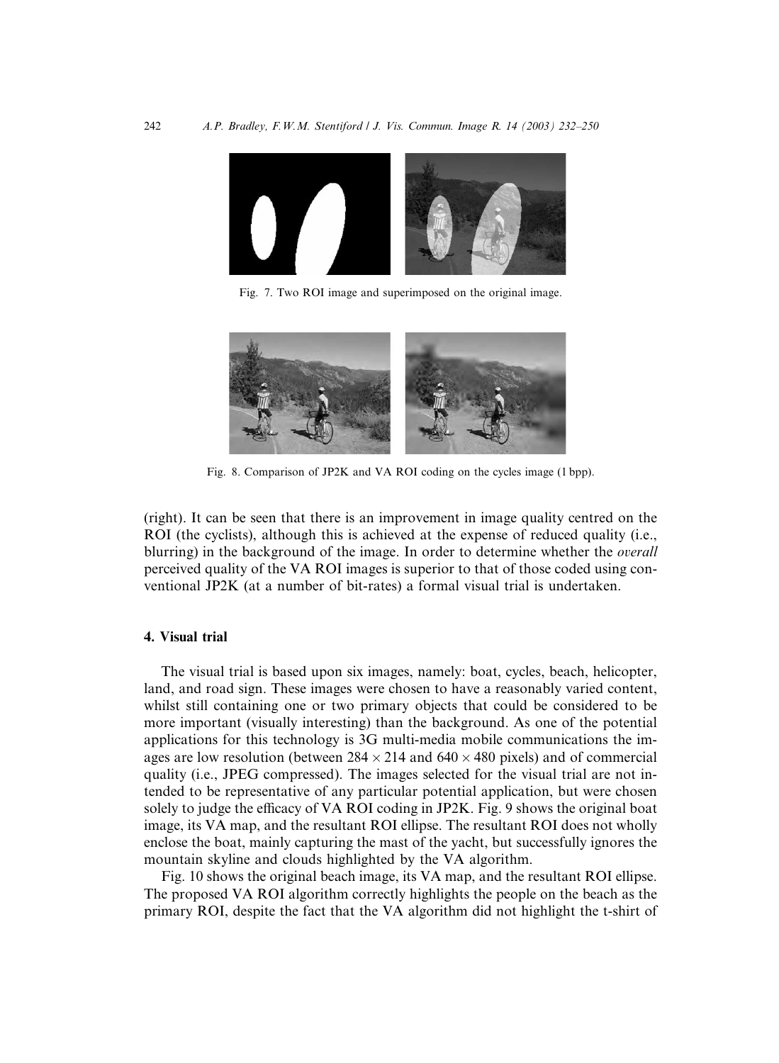Fig. 7. Two ROI image and superimposed on the original image.

Fig. 8. Comparison of JP2K and VA ROI coding on the cycles image (1 bpp).

(right). It can be seen that there is an improvement in image quality centred on the ROI (the cyclists), although this is achieved at the expense of reduced quality (i.e., blurring) in the background of the image. In order to determine whether the *overall* perceived quality of the VA ROI images is superior to that of those coded using conventional JP2K (at a number of bit-rates) a formal visual trial is undertaken.

## 4. Visual trial

The visual trial is based upon six images, namely: boat, cycles, beach, helicopter, land, and road sign. These images were chosen to have a reasonably varied content, whilst still containing one or two primary objects that could be considered to be more important (visually interesting) than the background. As one of the potential applications for this technology is 3G multi-media mobile communications the images are low resolution (between $284 \times 214$ and $640 \times 480$ pixels) and of commercial quality (i.e., JPEG compressed). The images selected for the visual trial are not intended to be representative of any particular potential application, but were chosen solely to judge the efficacy of VA ROI coding in JP2K. Fig. 9 shows the original boat image, its VA map, and the resultant ROI ellipse. The resultant ROI does not wholly enclose the boat, mainly capturing the mast of the yacht, but successfully ignores the mountain skyline and clouds highlighted by the VA algorithm.

Fig. 10 shows the original beach image, its VA map, and the resultant ROI ellipse. The proposed VA ROI algorithm correctly highlights the people on the beach as the primary ROI, despite the fact that the VA algorithm did not highlight the t-shirt of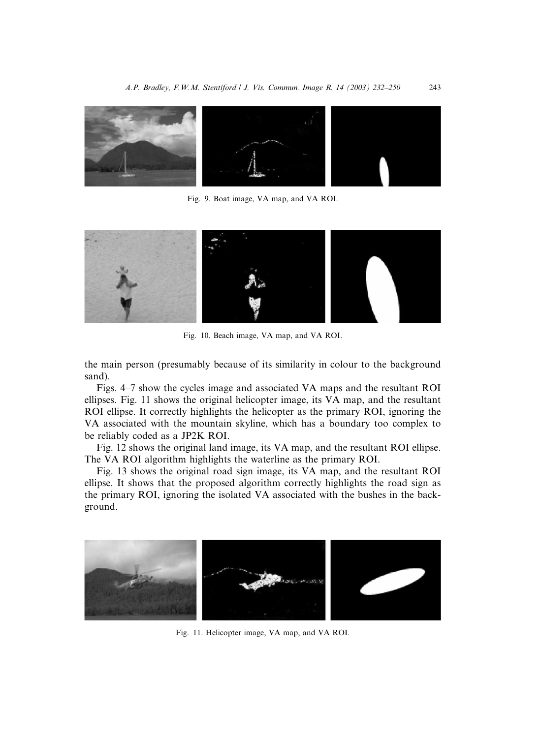Fig. 9. Boat image, VA map, and VA ROI.

Fig. 10. Beach image, VA map, and VA ROI.

the main person (presumably because of its similarity in colour to the background sand).

Figs. 4–7 show the cycles image and associated VA maps and the resultant ROI ellipses. Fig. 11 shows the original helicopter image, its VA map, and the resultant ROI ellipse. It correctly highlights the helicopter as the primary ROI, ignoring the VA associated with the mountain skyline, which has a boundary too complex to be reliably coded as a JP2K ROI.

Fig. 12 shows the original land image, its VA map, and the resultant ROI ellipse. The VA ROI algorithm highlights the waterline as the primary ROI.

Fig. 13 shows the original road sign image, its VA map, and the resultant ROI ellipse. It shows that the proposed algorithm correctly highlights the road sign as the primary ROI, ignoring the isolated VA associated with the bushes in the background.

Fig. 11. Helicopter image, VA map, and VA ROI.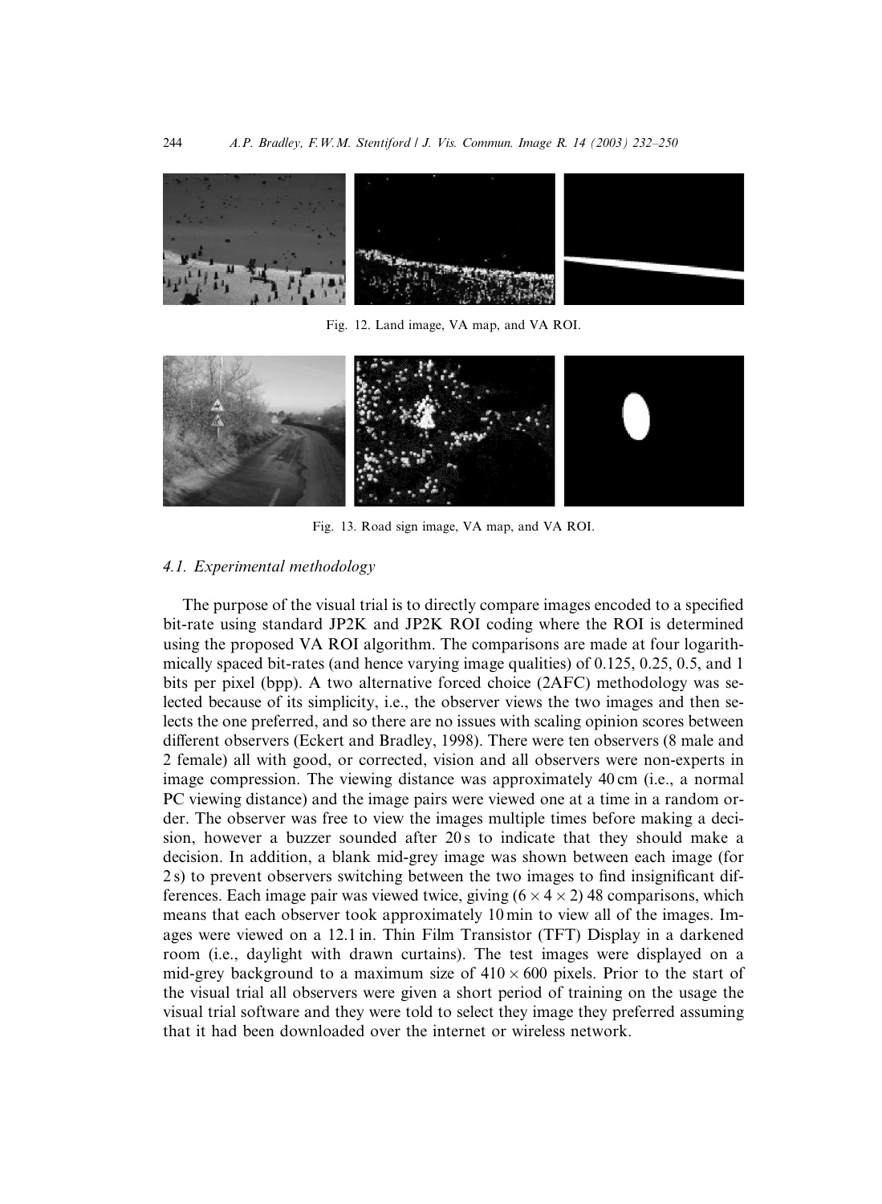Fig. 12. Land image, VA map, and VA ROI.

Fig. 13. Road sign image, VA map, and VA ROI.

### 4.1. Experimental methodology

The purpose of the visual trial is to directly compare images encoded to a specified bit-rate using standard JP2K and JP2K ROI coding where the ROI is determined using the proposed VA ROI algorithm. The comparisons are made at four logarithmically spaced bit-rates (and hence varying image qualities) of 0.125, 0.25, 0.5, and 1 bits per pixel (bpp). A two alternative forced choice (2AFC) methodology was selected because of its simplicity, i.e., the observer views the two images and then selects the one preferred, and so there are no issues with scaling opinion scores between different observers (Eckert and Bradley, 1998). There were ten observers (8 male and 2 female) all with good, or corrected, vision and all observers were non-experts in image compression. The viewing distance was approximately 40 cm (i.e., a normal PC viewing distance) and the image pairs were viewed one at a time in a random order. The observer was free to view the images multiple times before making a decision, however a buzzer sounded after 20 s to indicate that they should make a decision. In addition, a blank mid-grey image was shown between each image (for 2 s) to prevent observers switching between the two images to find insignificant differences. Each image pair was viewed twice, giving $(6 \times 4 \times 2)$ 48 comparisons, which means that each observer took approximately 10 min to view all of the images. Images were viewed on a 12.1 in. Thin Film Transistor (TFT) Display in a darkened room (i.e., daylight with drawn curtains). The test images were displayed on a mid-grey background to a maximum size of $410 \times 600$ pixels. Prior to the start of the visual trial all observers were given a short period of training on the usage the visual trial software and they were told to select they image they preferred assuming that it had been downloaded over the internet or wireless network.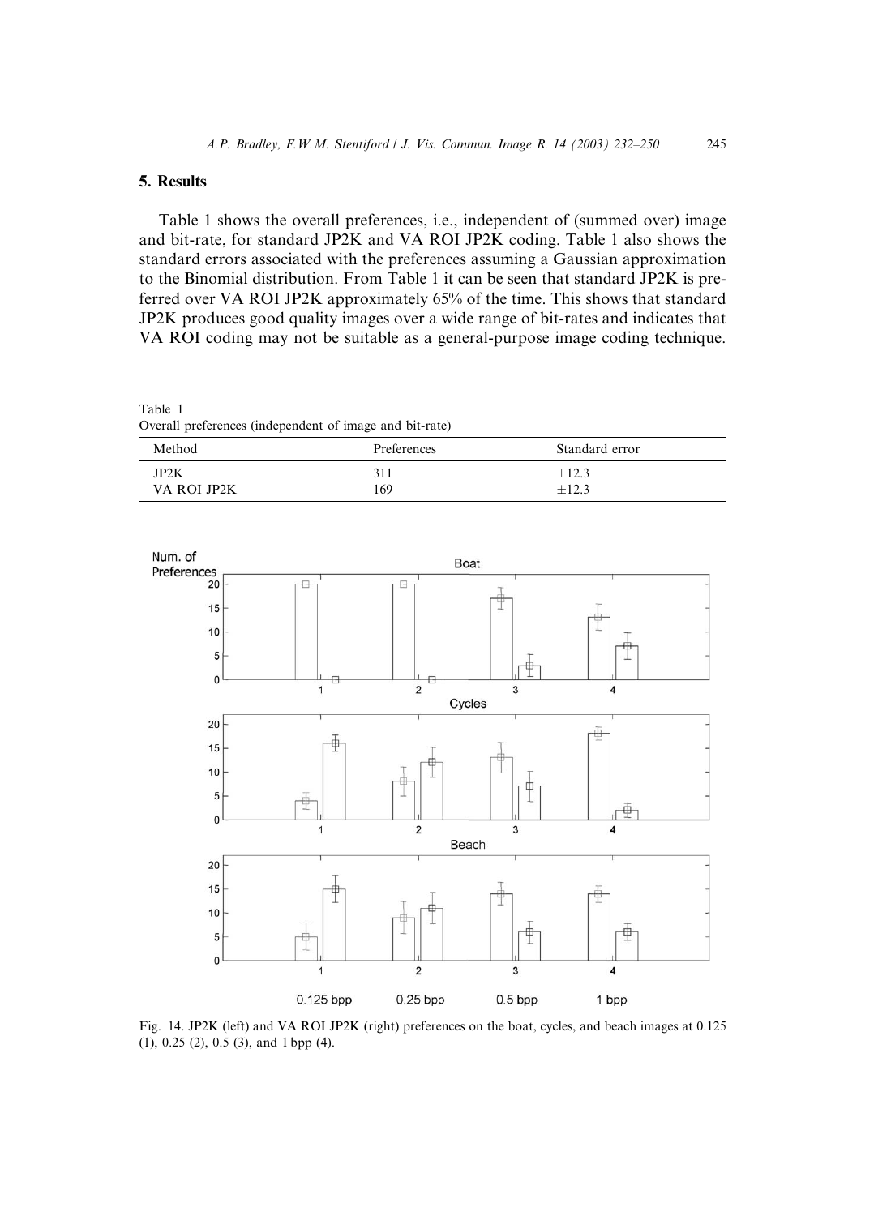## 5. Results

Table 1 shows the overall preferences, i.e., independent of (summed over) image and bit-rate, for standard JP2K and VA ROI JP2K coding. Table 1 also shows the standard errors associated with the preferences assuming a Gaussian approximation to the Binomial distribution. From Table 1 it can be seen that standard JP2K is preferred over VA ROI JP2K approximately 65% of the time. This shows that standard JP2K produces good quality images over a wide range of bit-rates and indicates that VA ROI coding may not be suitable as a general-purpose image coding technique.

Table 1
Overall preferences (independent of image and bit-rate)

| Method | Preferences | Standard error |
|---|---|---|
| JP2K | 311 | ±12.3 |
| VA ROI JP2K | 169 | ±12.3 |

Fig. 14. JP2K (left) and VA ROI JP2K (right) preferences on the boat, cycles, and beach images at 0.125 (1), 0.25 (2), 0.5 (3), and 1 bpp (4).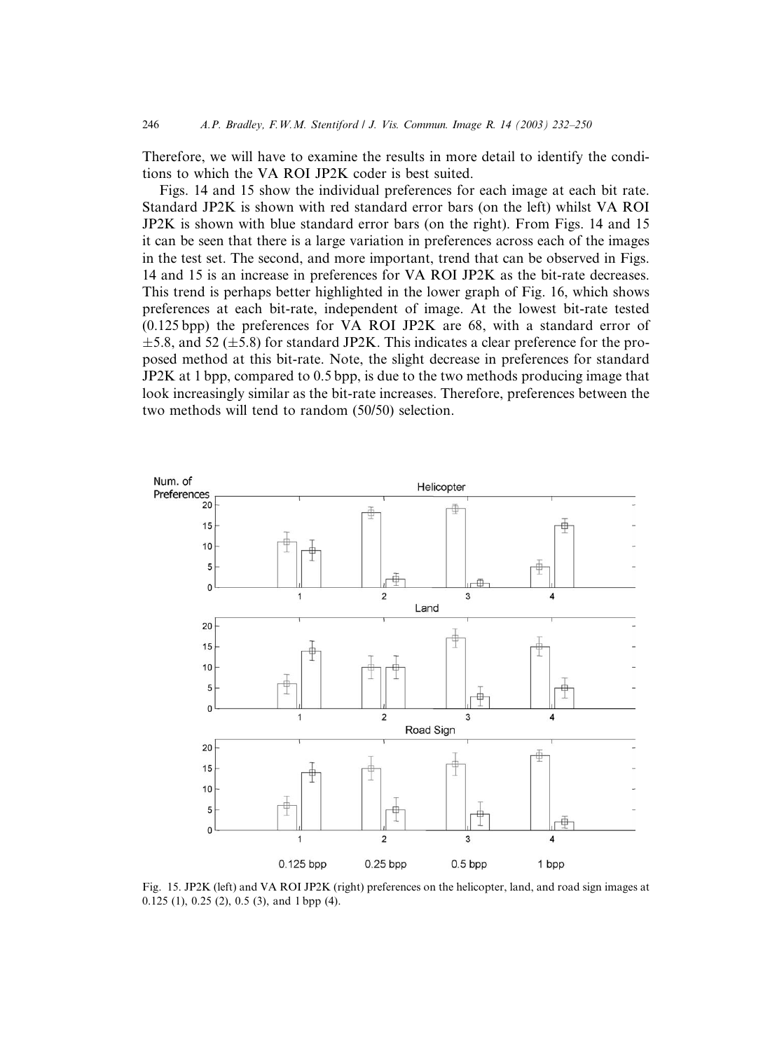Therefore, we will have to examine the results in more detail to identify the conditions to which the VA ROI JP2K coder is best suited.

Figs. 14 and 15 show the individual preferences for each image at each bit rate. Standard JP2K is shown with red standard error bars (on the left) whilst VA ROI JP2K is shown with blue standard error bars (on the right). From Figs. 14 and 15 it can be seen that there is a large variation in preferences across each of the images in the test set. The second, and more important, trend that can be observed in Figs. 14 and 15 is an increase in preferences for VA ROI JP2K as the bit-rate decreases. This trend is perhaps better highlighted in the lower graph of Fig. 16, which shows preferences at each bit-rate, independent of image. At the lowest bit-rate tested (0.125 bpp) the preferences for VA ROI JP2K are 68, with a standard error of $\pm 5.8$, and 52 ($\pm 5.8$) for standard JP2K. This indicates a clear preference for the proposed method at this bit-rate. Note, the slight decrease in preferences for standard JP2K at 1 bpp, compared to 0.5 bpp, is due to the two methods producing image that look increasingly similar as the bit-rate increases. Therefore, preferences between the two methods will tend to random (50/50) selection.

Fig. 15. JP2K (left) and VA ROI JP2K (right) preferences on the helicopter, land, and road sign images at 0.125 (1), 0.25 (2), 0.5 (3), and 1 bpp (4).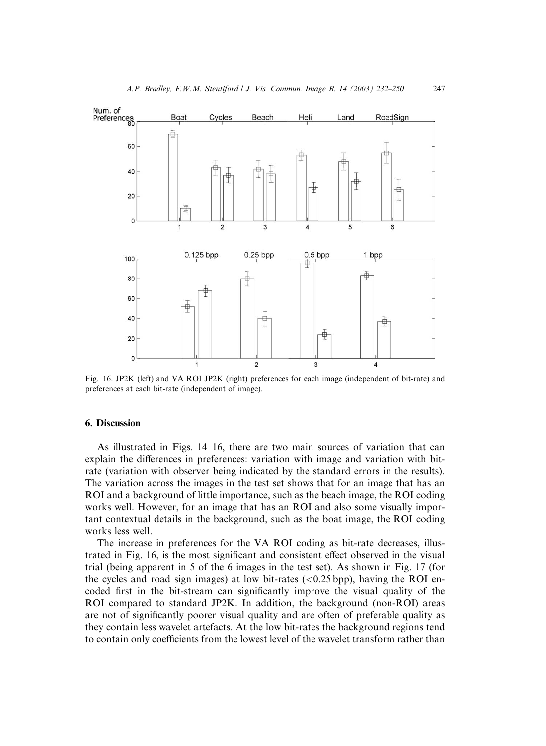Fig. 16. JP2K (left) and VA ROI JP2K (right) preferences for each image (independent of bit-rate) and preferences at each bit-rate (independent of image).

## 6. Discussion

As illustrated in Figs. 14–16, there are two main sources of variation that can explain the differences in preferences: variation with image and variation with bit-rate (variation with observer being indicated by the standard errors in the results). The variation across the images in the test set shows that for an image that has an ROI and a background of little importance, such as the beach image, the ROI coding works well. However, for an image that has an ROI and also some visually important contextual details in the background, such as the boat image, the ROI coding works less well.

The increase in preferences for the VA ROI coding as bit-rate decreases, illustrated in Fig. 16, is the most significant and consistent effect observed in the visual trial (being apparent in 5 of the 6 images in the test set). As shown in Fig. 17 (for the cycles and road sign images) at low bit-rates (<0.25 bpp), having the ROI encoded first in the bit-stream can significantly improve the visual quality of the ROI compared to standard JP2K. In addition, the background (non-ROI) areas are not of significantly poorer visual quality and are often of preferable quality as they contain less wavelet artefacts. At the low bit-rates the background regions tend to contain only coefficients from the lowest level of the wavelet transform rather than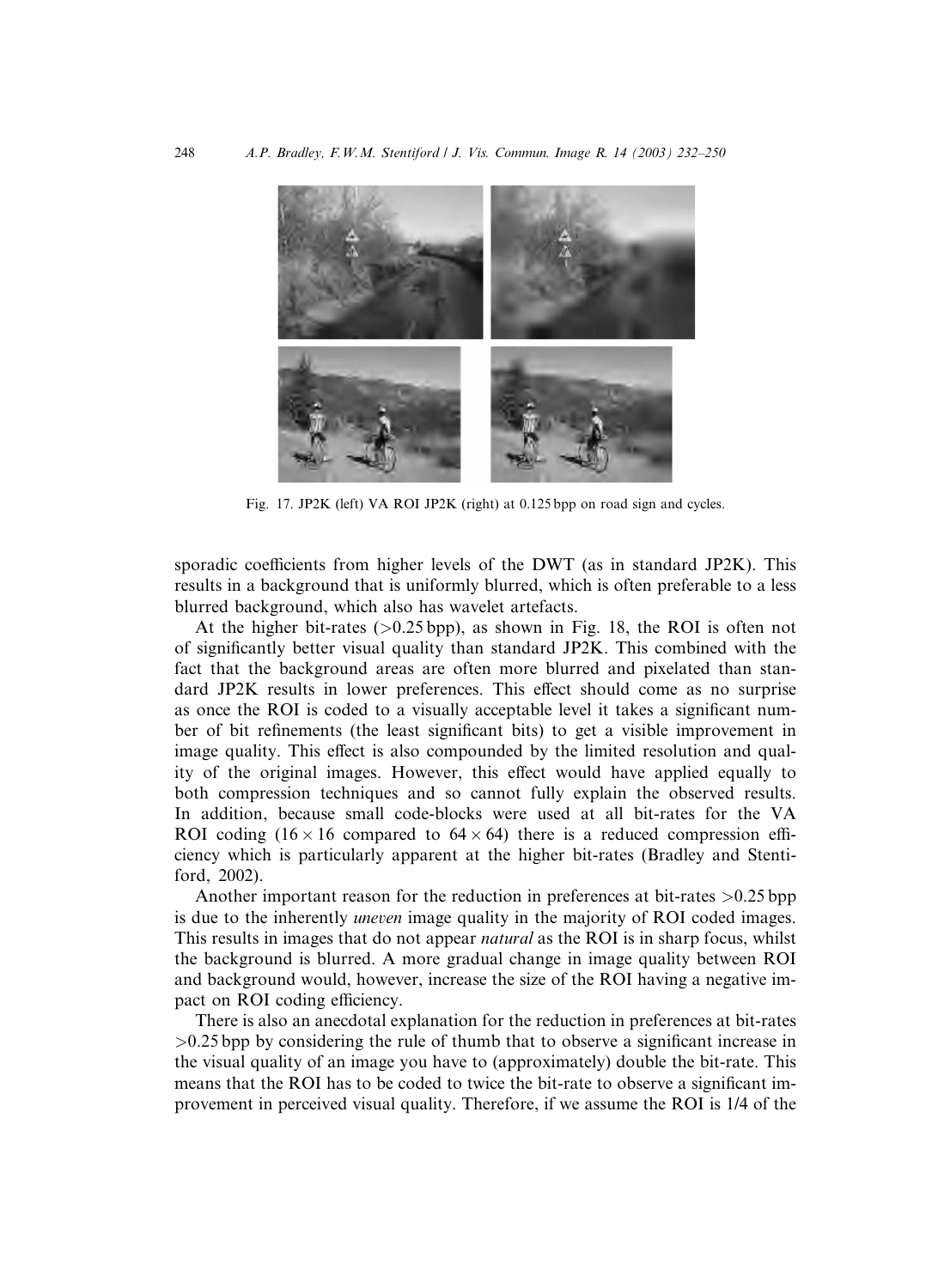Fig. 17. JP2K (left) VA ROI JP2K (right) at 0.125 bpp on road sign and cycles.

sporadic coefficients from higher levels of the DWT (as in standard JP2K). This results in a background that is uniformly blurred, which is often preferable to a less blurred background, which also has wavelet artefacts.

At the higher bit-rates (>0.25 bpp), as shown in Fig. 18, the ROI is often not of significantly better visual quality than standard JP2K. This combined with the fact that the background areas are often more blurred and pixelated than standard JP2K results in lower preferences. This effect should come as no surprise as once the ROI is coded to a visually acceptable level it takes a significant number of bit refinements (the least significant bits) to get a visible improvement in image quality. This effect is also compounded by the limited resolution and quality of the original images. However, this effect would have applied equally to both compression techniques and so cannot fully explain the observed results. In addition, because small code-blocks were used at all bit-rates for the VA ROI coding ($16 \times 16$ compared to $64 \times 64$) there is a reduced compression efficiency which is particularly apparent at the higher bit-rates (Bradley and Stentiford, 2002).

Another important reason for the reduction in preferences at bit-rates >0.25 bpp is due to the inherently *uneven* image quality in the majority of ROI coded images. This results in images that do not appear *natural* as the ROI is in sharp focus, whilst the background is blurred. A more gradual change in image quality between ROI and background would, however, increase the size of the ROI having a negative impact on ROI coding efficiency.

There is also an anecdotal explanation for the reduction in preferences at bit-rates >0.25 bpp by considering the rule of thumb that to observe a significant increase in the visual quality of an image you have to (approximately) double the bit-rate. This means that the ROI has to be coded to twice the bit-rate to observe a significant improvement in perceived visual quality. Therefore, if we assume the ROI is 1/4 of the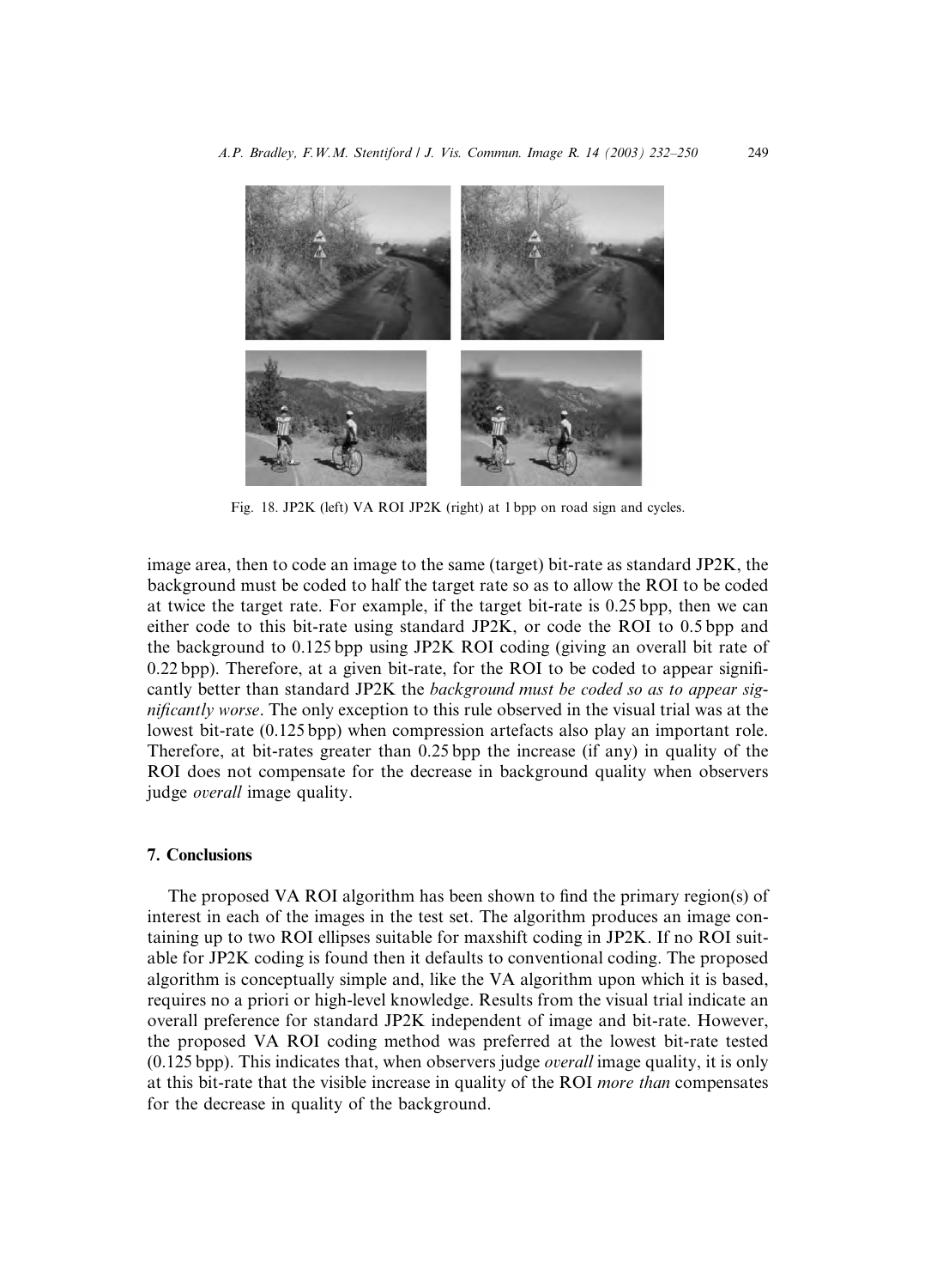Fig. 18. JP2K (left) VA ROI JP2K (right) at 1 bpp on road sign and cycles.

image area, then to code an image to the same (target) bit-rate as standard JP2K, the background must be coded to half the target rate so as to allow the ROI to be coded at twice the target rate. For example, if the target bit-rate is 0.25 bpp, then we can either code to this bit-rate using standard JP2K, or code the ROI to 0.5 bpp and the background to 0.125 bpp using JP2K ROI coding (giving an overall bit rate of 0.22 bpp). Therefore, at a given bit-rate, for the ROI to be coded to appear significantly better than standard JP2K the *background must be coded so as to appear significantly worse*. The only exception to this rule observed in the visual trial was at the lowest bit-rate (0.125 bpp) when compression artefacts also play an important role. Therefore, at bit-rates greater than 0.25 bpp the increase (if any) in quality of the ROI does not compensate for the decrease in background quality when observers judge *overall* image quality.

## 7. Conclusions

The proposed VA ROI algorithm has been shown to find the primary region(s) of interest in each of the images in the test set. The algorithm produces an image containing up to two ROI ellipses suitable for maxshift coding in JP2K. If no ROI suitable for JP2K coding is found then it defaults to conventional coding. The proposed algorithm is conceptually simple and, like the VA algorithm upon which it is based, requires no a priori or high-level knowledge. Results from the visual trial indicate an overall preference for standard JP2K independent of image and bit-rate. However, the proposed VA ROI coding method was preferred at the lowest bit-rate tested (0.125 bpp). This indicates that, when observers judge *overall* image quality, it is only at this bit-rate that the visible increase in quality of the ROI *more than* compensates for the decrease in quality of the background.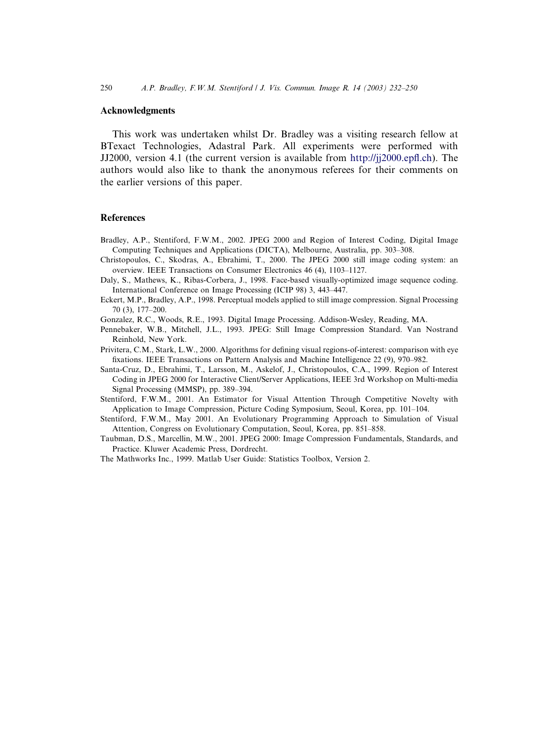## Acknowledgments

This work was undertaken whilst Dr. Bradley was a visiting research fellow at BTexact Technologies, Adastral Park. All experiments were performed with JJ2000, version 4.1 (the current version is available from http://jj2000.epfl.ch). The authors would also like to thank the anonymous referees for their comments on the earlier versions of this paper.

## References

Bradley, A.P., Stentiford, F.W.M., 2002. JPEG 2000 and Region of Interest Coding, Digital Image Computing Techniques and Applications (DICTA), Melbourne, Australia, pp. 303–308.

Christopoulos, C., Skodras, A., Ebrahimi, T., 2000. The JPEG 2000 still image coding system: an overview. IEEE Transactions on Consumer Electronics 46 (4), 1103–1127.

Daly, S., Mathews, K., Ribas-Corbera, J., 1998. Face-based visually-optimized image sequence coding. International Conference on Image Processing (ICIP 98) 3, 443–447.

Eckert, M.P., Bradley, A.P., 1998. Perceptual models applied to still image compression. Signal Processing 70 (3), 177–200.

Gonzalez, R.C., Woods, R.E., 1993. Digital Image Processing. Addison-Wesley, Reading, MA.

Pennebaker, W.B., Mitchell, J.L., 1993. JPEG: Still Image Compression Standard. Van Nostrand Reinhold, New York.

Privitera, C.M., Stark, L.W., 2000. Algorithms for defining visual regions-of-interest: comparison with eye fixations. IEEE Transactions on Pattern Analysis and Machine Intelligence 22 (9), 970–982.

Santa-Cruz, D., Ebrahimi, T., Larsson, M., Askelof, J., Christopoulos, C.A., 1999. Region of Interest Coding in JPEG 2000 for Interactive Client/Server Applications, IEEE 3rd Workshop on Multi-media Signal Processing (MMSP), pp. 389–394.

Stentiford, F.W.M., 2001. An Estimator for Visual Attention Through Competitive Novelty with Application to Image Compression, Picture Coding Symposium, Seoul, Korea, pp. 101–104.

Stentiford, F.W.M., May 2001. An Evolutionary Programming Approach to Simulation of Visual Attention, Congress on Evolutionary Computation, Seoul, Korea, pp. 851–858.

Taubman, D.S., Marcellin, M.W., 2001. JPEG 2000: Image Compression Fundamentals, Standards, and Practice. Kluwer Academic Press, Dordrecht.

The Mathworks Inc., 1999. Matlab User Guide: Statistics Toolbox, Version 2.